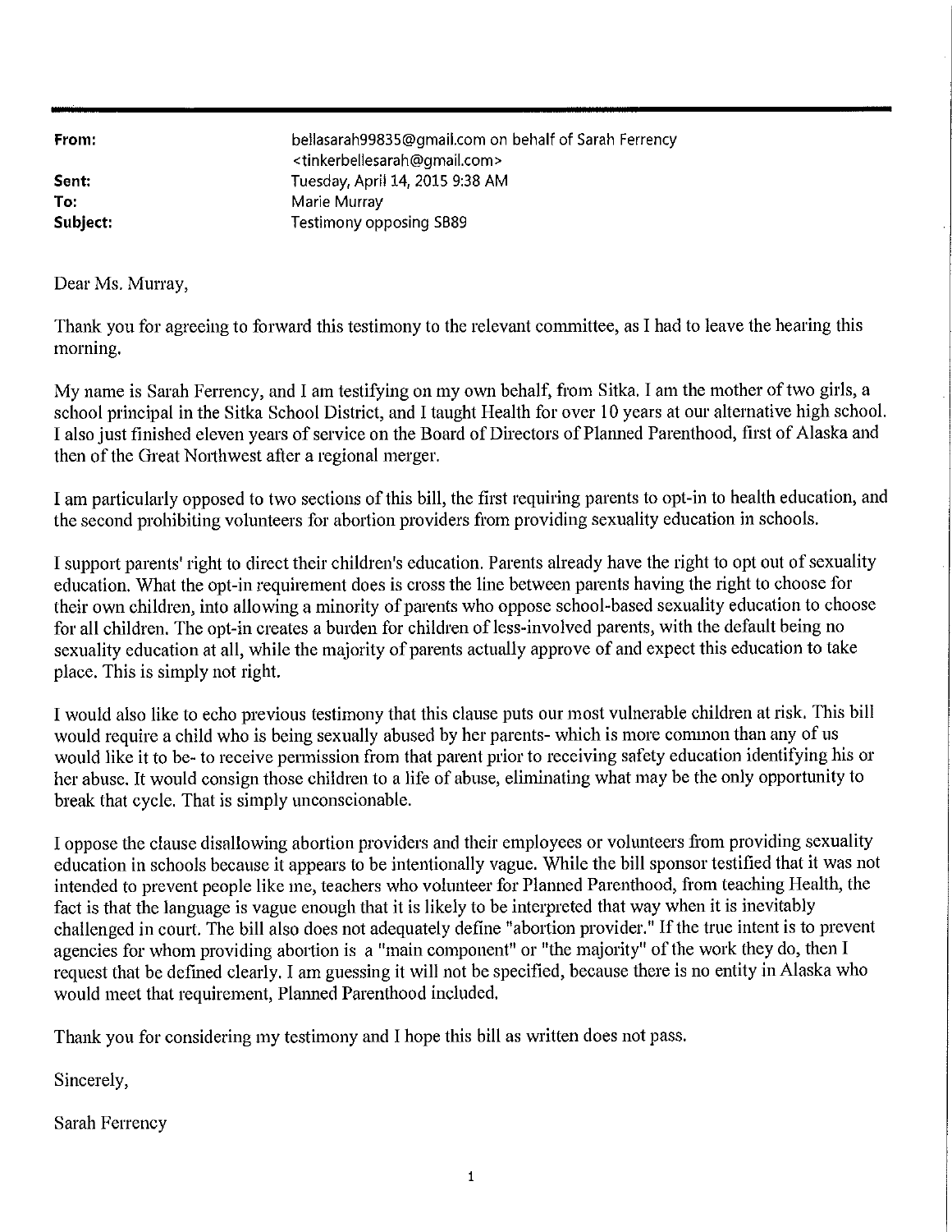**From:** bellasarah99835@gmail.com on behalf of Sarah Ferrency <tinkerbellesarah@gmail.com>
**Sent:** Tuesday, April 14, 2015 9:38 AM
**To:** Marie Murray
**Subject:** Testimony opposing SB89

Dear Ms. Murray,

Thank you for agreeing to forward this testimony to the relevant committee, as I had to leave the hearing this morning.

My name is Sarah Ferrency, and I am testifying on my own behalf, from Sitka. I am the mother of two girls, a school principal in the Sitka School District, and I taught Health for over 10 years at our alternative high school. I also just finished eleven years of service on the Board of Directors of Planned Parenthood, first of Alaska and then of the Great Northwest after a regional merger.

I am particularly opposed to two sections of this bill, the first requiring parents to opt-in to health education, and the second prohibiting volunteers for abortion providers from providing sexuality education in schools.

I support parents' right to direct their children's education. Parents already have the right to opt out of sexuality education. What the opt-in requirement does is cross the line between parents having the right to choose for their own children, into allowing a minority of parents who oppose school-based sexuality education to choose for all children. The opt-in creates a burden for children of less-involved parents, with the default being no sexuality education at all, while the majority of parents actually approve of and expect this education to take place. This is simply not right.

I would also like to echo previous testimony that this clause puts our most vulnerable children at risk. This bill would require a child who is being sexually abused by her parents- which is more common than any of us would like it to be- to receive permission from that parent prior to receiving safety education identifying his or her abuse. It would consign those children to a life of abuse, eliminating what may be the only opportunity to break that cycle. That is simply unconscionable.

I oppose the clause disallowing abortion providers and their employees or volunteers from providing sexuality education in schools because it appears to be intentionally vague. While the bill sponsor testified that it was not intended to prevent people like me, teachers who volunteer for Planned Parenthood, from teaching Health, the fact is that the language is vague enough that it is likely to be interpreted that way when it is inevitably challenged in court. The bill also does not adequately define "abortion provider." If the true intent is to prevent agencies for whom providing abortion is a "main component" or "the majority" of the work they do, then I request that be defined clearly. I am guessing it will not be specified, because there is no entity in Alaska who would meet that requirement, Planned Parenthood included.

Thank you for considering my testimony and I hope this bill as written does not pass.

Sincerely,

Sarah Ferrency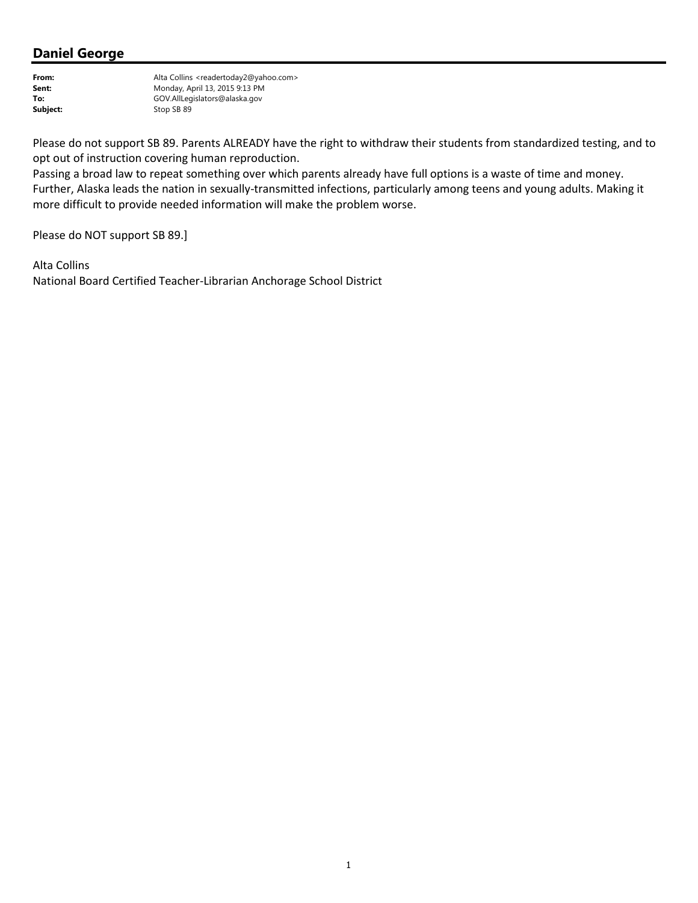## Daniel George

**From:** Alta Collins <readertoday2@yahoo.com>
**Sent:** Monday, April 13, 2015 9:13 PM
**To:** GOV.AllLegislators@alaska.gov
**Subject:** Stop SB 89

Please do not support SB 89. Parents ALREADY have the right to withdraw their students from standardized testing, and to opt out of instruction covering human reproduction.
Passing a broad law to repeat something over which parents already have full options is a waste of time and money.
Further, Alaska leads the nation in sexually-transmitted infections, particularly among teens and young adults. Making it more difficult to provide needed information will make the problem worse.

Please do NOT support SB 89.]

Alta Collins
National Board Certified Teacher-Librarian Anchorage School District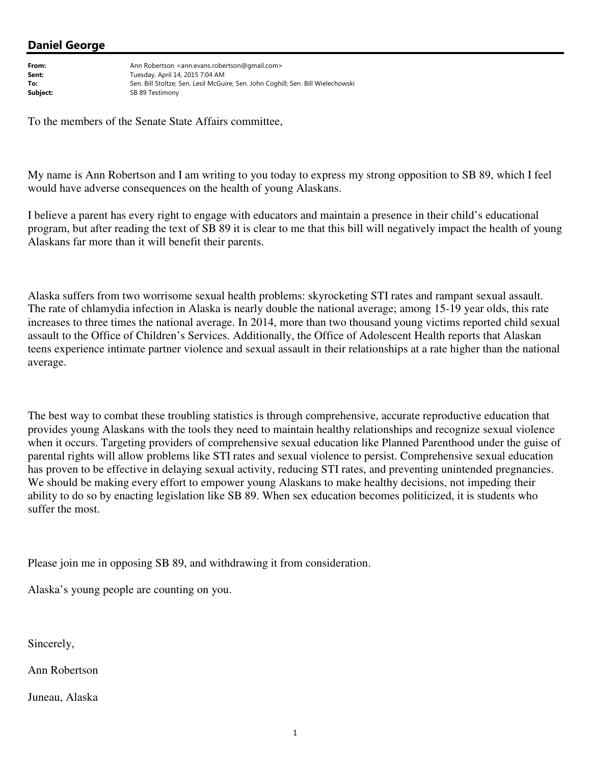## Daniel George

**From:** Ann Robertson <ann.evans.robertson@gmail.com>
**Sent:** Tuesday, April 14, 2015 7:04 AM
**To:** Sen. Bill Stoltze; Sen. Lesil McGuire; Sen. John Coghill; Sen. Bill Wielechowski
**Subject:** SB 89 Testimony

To the members of the Senate State Affairs committee,

My name is Ann Robertson and I am writing to you today to express my strong opposition to SB 89, which I feel would have adverse consequences on the health of young Alaskans.

I believe a parent has every right to engage with educators and maintain a presence in their child's educational program, but after reading the text of SB 89 it is clear to me that this bill will negatively impact the health of young Alaskans far more than it will benefit their parents.

Alaska suffers from two worrisome sexual health problems: skyrocketing STI rates and rampant sexual assault. The rate of chlamydia infection in Alaska is nearly double the national average; among 15-19 year olds, this rate increases to three times the national average. In 2014, more than two thousand young victims reported child sexual assault to the Office of Children's Services. Additionally, the Office of Adolescent Health reports that Alaskan teens experience intimate partner violence and sexual assault in their relationships at a rate higher than the national average.

The best way to combat these troubling statistics is through comprehensive, accurate reproductive education that provides young Alaskans with the tools they need to maintain healthy relationships and recognize sexual violence when it occurs. Targeting providers of comprehensive sexual education like Planned Parenthood under the guise of parental rights will allow problems like STI rates and sexual violence to persist. Comprehensive sexual education has proven to be effective in delaying sexual activity, reducing STI rates, and preventing unintended pregnancies. We should be making every effort to empower young Alaskans to make healthy decisions, not impeding their ability to do so by enacting legislation like SB 89. When sex education becomes politicized, it is students who suffer the most.

Please join me in opposing SB 89, and withdrawing it from consideration.

Alaska's young people are counting on you.

Sincerely,

Ann Robertson

Juneau, Alaska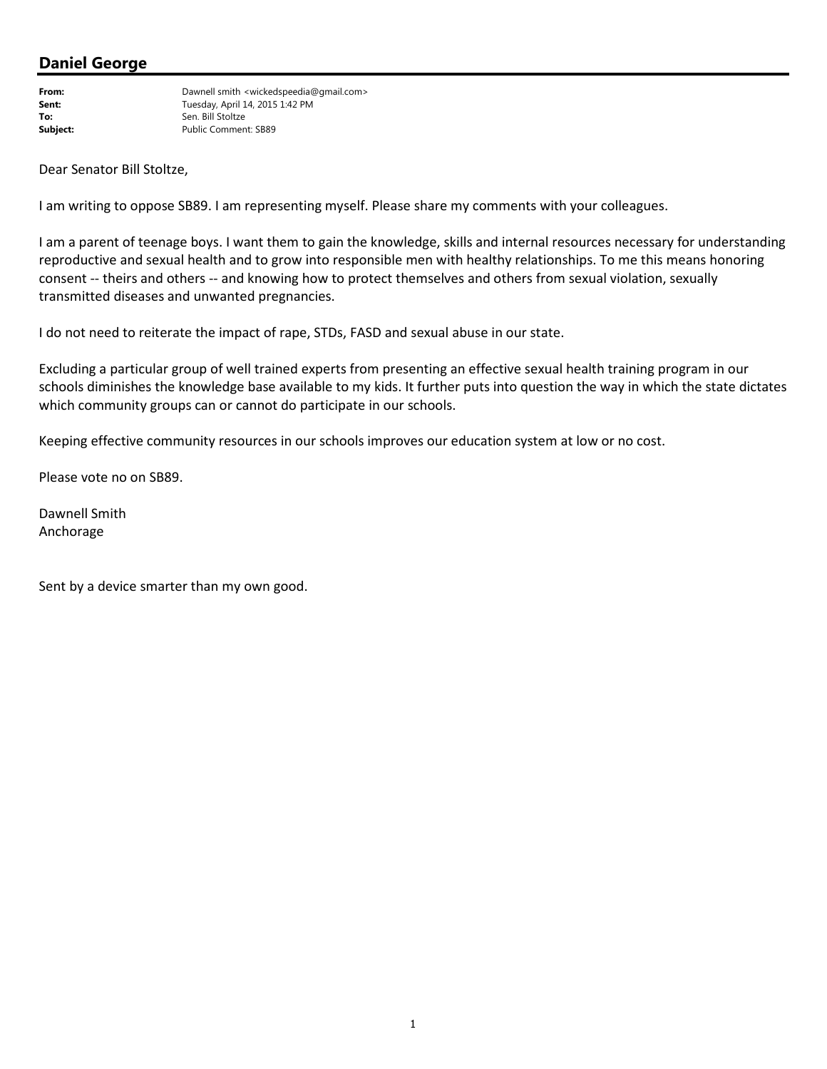## Daniel George

| | |
|---|---|
| **From:** | Dawnell smith <wickedspeedia@gmail.com> |
| **Sent:** | Tuesday, April 14, 2015 1:42 PM |
| **To:** | Sen. Bill Stoltze |
| **Subject:** | Public Comment: SB89 |

Dear Senator Bill Stoltze,

I am writing to oppose SB89. I am representing myself. Please share my comments with your colleagues.

I am a parent of teenage boys. I want them to gain the knowledge, skills and internal resources necessary for understanding reproductive and sexual health and to grow into responsible men with healthy relationships. To me this means honoring consent -- theirs and others -- and knowing how to protect themselves and others from sexual violation, sexually transmitted diseases and unwanted pregnancies.

I do not need to reiterate the impact of rape, STDs, FASD and sexual abuse in our state.

Excluding a particular group of well trained experts from presenting an effective sexual health training program in our schools diminishes the knowledge base available to my kids. It further puts into question the way in which the state dictates which community groups can or cannot do participate in our schools.

Keeping effective community resources in our schools improves our education system at low or no cost.

Please vote no on SB89.

Dawnell Smith
Anchorage

Sent by a device smarter than my own good.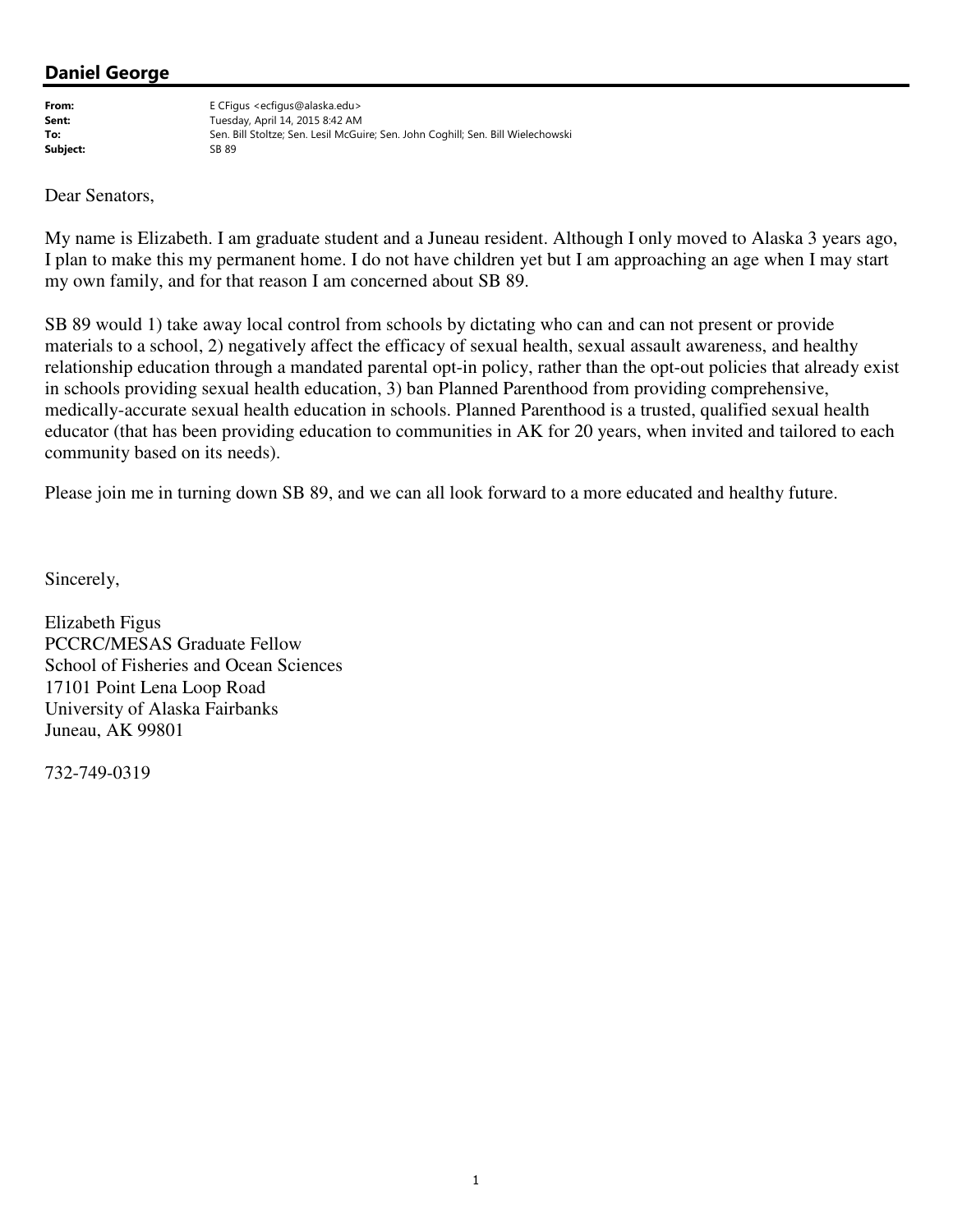## Daniel George

**From:** E CFigus <ecfigus@alaska.edu>
**Sent:** Tuesday, April 14, 2015 8:42 AM
**To:** Sen. Bill Stoltze; Sen. Lesil McGuire; Sen. John Coghill; Sen. Bill Wielechowski
**Subject:** SB 89

Dear Senators,

My name is Elizabeth. I am graduate student and a Juneau resident. Although I only moved to Alaska 3 years ago, I plan to make this my permanent home. I do not have children yet but I am approaching an age when I may start my own family, and for that reason I am concerned about SB 89.

SB 89 would 1) take away local control from schools by dictating who can and can not present or provide materials to a school, 2) negatively affect the efficacy of sexual health, sexual assault awareness, and healthy relationship education through a mandated parental opt-in policy, rather than the opt-out policies that already exist in schools providing sexual health education, 3) ban Planned Parenthood from providing comprehensive, medically-accurate sexual health education in schools. Planned Parenthood is a trusted, qualified sexual health educator (that has been providing education to communities in AK for 20 years, when invited and tailored to each community based on its needs).

Please join me in turning down SB 89, and we can all look forward to a more educated and healthy future.

Sincerely,

Elizabeth Figus
PCCRC/MESAS Graduate Fellow
School of Fisheries and Ocean Sciences
17101 Point Lena Loop Road
University of Alaska Fairbanks
Juneau, AK 99801

732-749-0319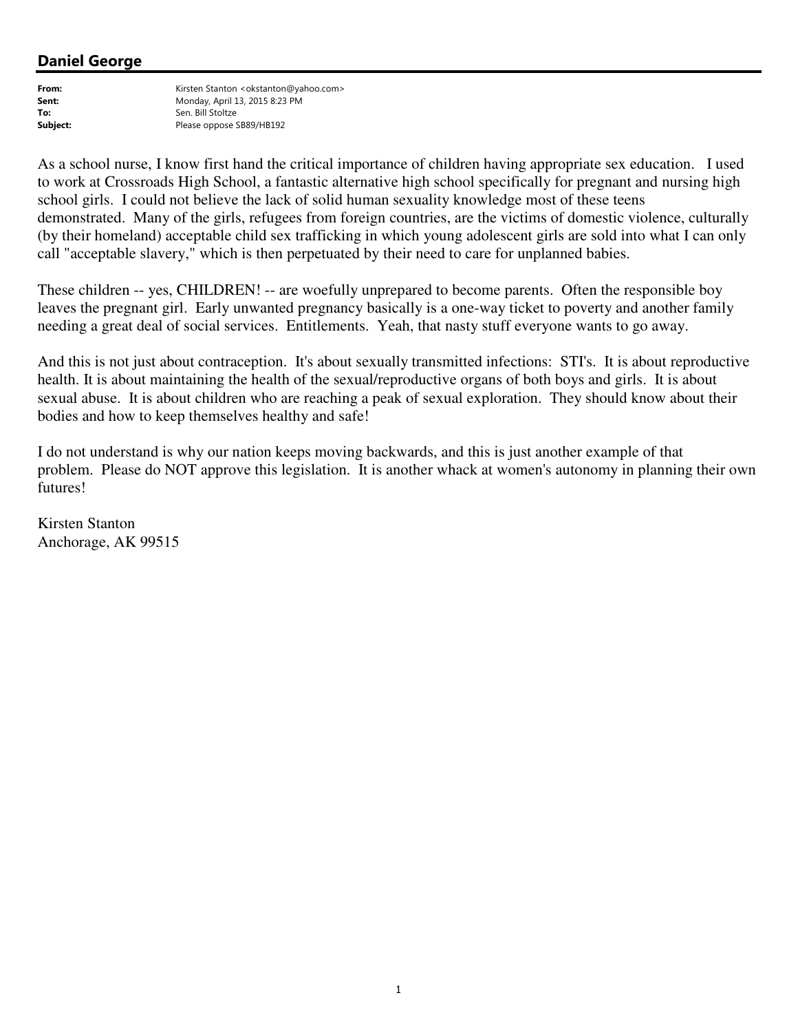## Daniel George

| | |
|---|---|
| **From:** | Kirsten Stanton <okstanton@yahoo.com> |
| **Sent:** | Monday, April 13, 2015 8:23 PM |
| **To:** | Sen. Bill Stoltze |
| **Subject:** | Please oppose SB89/HB192 |

As a school nurse, I know first hand the critical importance of children having appropriate sex education. I used to work at Crossroads High School, a fantastic alternative high school specifically for pregnant and nursing high school girls. I could not believe the lack of solid human sexuality knowledge most of these teens demonstrated. Many of the girls, refugees from foreign countries, are the victims of domestic violence, culturally (by their homeland) acceptable child sex trafficking in which young adolescent girls are sold into what I can only call "acceptable slavery," which is then perpetuated by their need to care for unplanned babies.

These children -- yes, CHILDREN! -- are woefully unprepared to become parents. Often the responsible boy leaves the pregnant girl. Early unwanted pregnancy basically is a one-way ticket to poverty and another family needing a great deal of social services. Entitlements. Yeah, that nasty stuff everyone wants to go away.

And this is not just about contraception. It's about sexually transmitted infections: STI's. It is about reproductive health. It is about maintaining the health of the sexual/reproductive organs of both boys and girls. It is about sexual abuse. It is about children who are reaching a peak of sexual exploration. They should know about their bodies and how to keep themselves healthy and safe!

I do not understand is why our nation keeps moving backwards, and this is just another example of that problem. Please do NOT approve this legislation. It is another whack at women's autonomy in planning their own futures!

Kirsten Stanton
Anchorage, AK 99515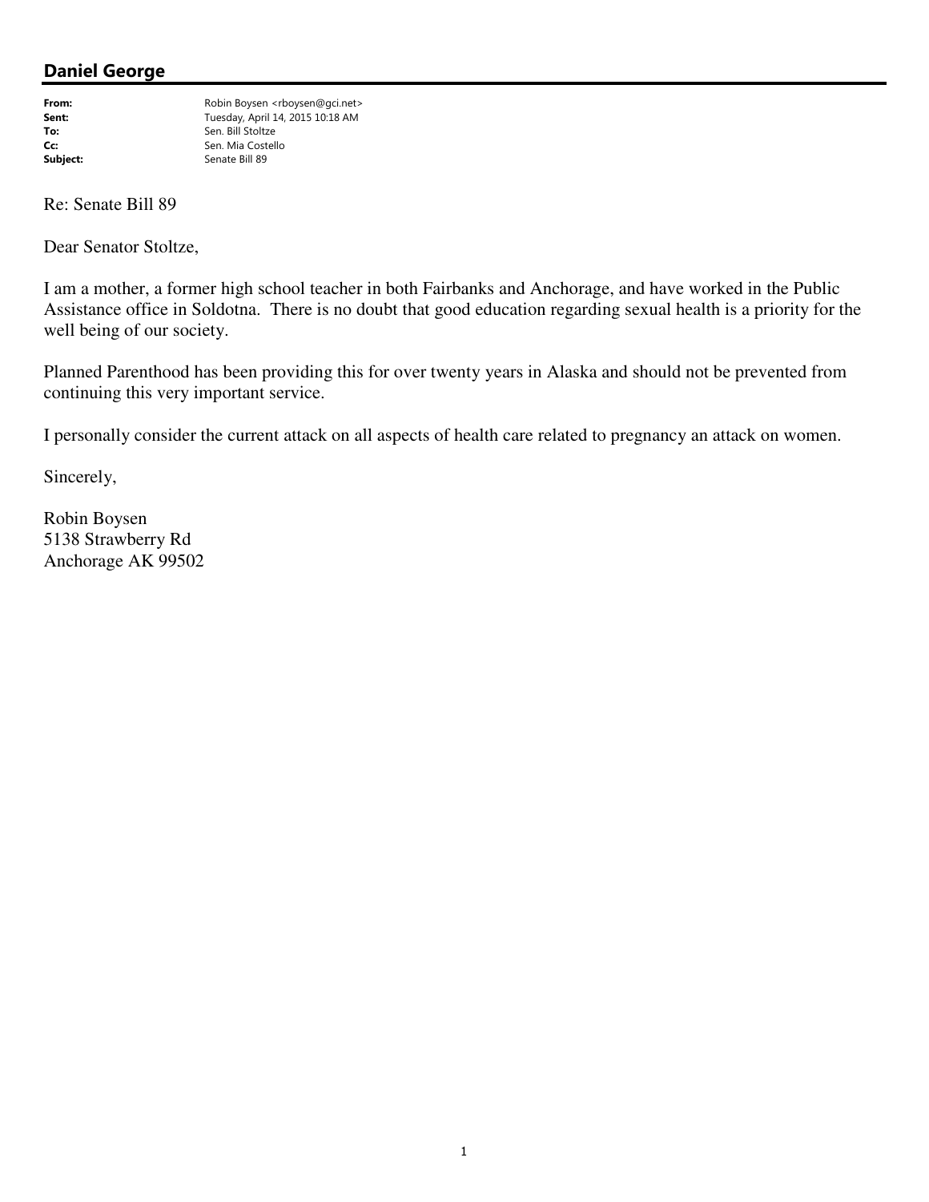## Daniel George

**From:** Robin Boysen <rboysen@gci.net>
**Sent:** Tuesday, April 14, 2015 10:18 AM
**To:** Sen. Bill Stoltze
**Cc:** Sen. Mia Costello
**Subject:** Senate Bill 89

Re: Senate Bill 89

Dear Senator Stoltze,

I am a mother, a former high school teacher in both Fairbanks and Anchorage, and have worked in the Public Assistance office in Soldotna. There is no doubt that good education regarding sexual health is a priority for the well being of our society.

Planned Parenthood has been providing this for over twenty years in Alaska and should not be prevented from continuing this very important service.

I personally consider the current attack on all aspects of health care related to pregnancy an attack on women.

Sincerely,

Robin Boysen
5138 Strawberry Rd
Anchorage AK 99502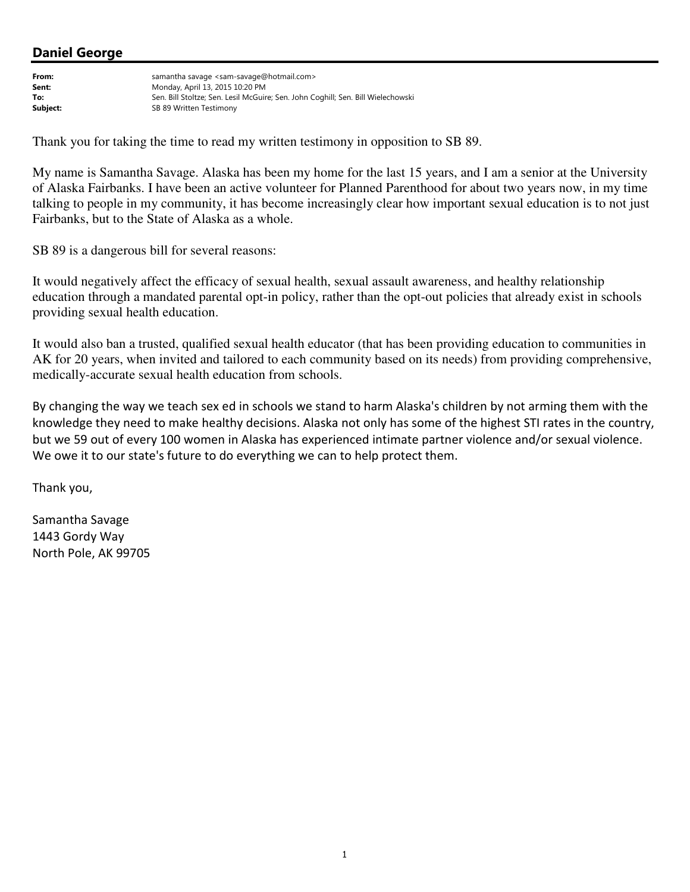## Daniel George

**From:** samantha savage <sam-savage@hotmail.com>
**Sent:** Monday, April 13, 2015 10:20 PM
**To:** Sen. Bill Stoltze; Sen. Lesil McGuire; Sen. John Coghill; Sen. Bill Wielechowski
**Subject:** SB 89 Written Testimony

Thank you for taking the time to read my written testimony in opposition to SB 89.

My name is Samantha Savage. Alaska has been my home for the last 15 years, and I am a senior at the University of Alaska Fairbanks. I have been an active volunteer for Planned Parenthood for about two years now, in my time talking to people in my community, it has become increasingly clear how important sexual education is to not just Fairbanks, but to the State of Alaska as a whole.

SB 89 is a dangerous bill for several reasons:

It would negatively affect the efficacy of sexual health, sexual assault awareness, and healthy relationship education through a mandated parental opt-in policy, rather than the opt-out policies that already exist in schools providing sexual health education.

It would also ban a trusted, qualified sexual health educator (that has been providing education to communities in AK for 20 years, when invited and tailored to each community based on its needs) from providing comprehensive, medically-accurate sexual health education from schools.

By changing the way we teach sex ed in schools we stand to harm Alaska's children by not arming them with the knowledge they need to make healthy decisions. Alaska not only has some of the highest STI rates in the country, but we 59 out of every 100 women in Alaska has experienced intimate partner violence and/or sexual violence. We owe it to our state's future to do everything we can to help protect them.

Thank you,

Samantha Savage
1443 Gordy Way
North Pole, AK 99705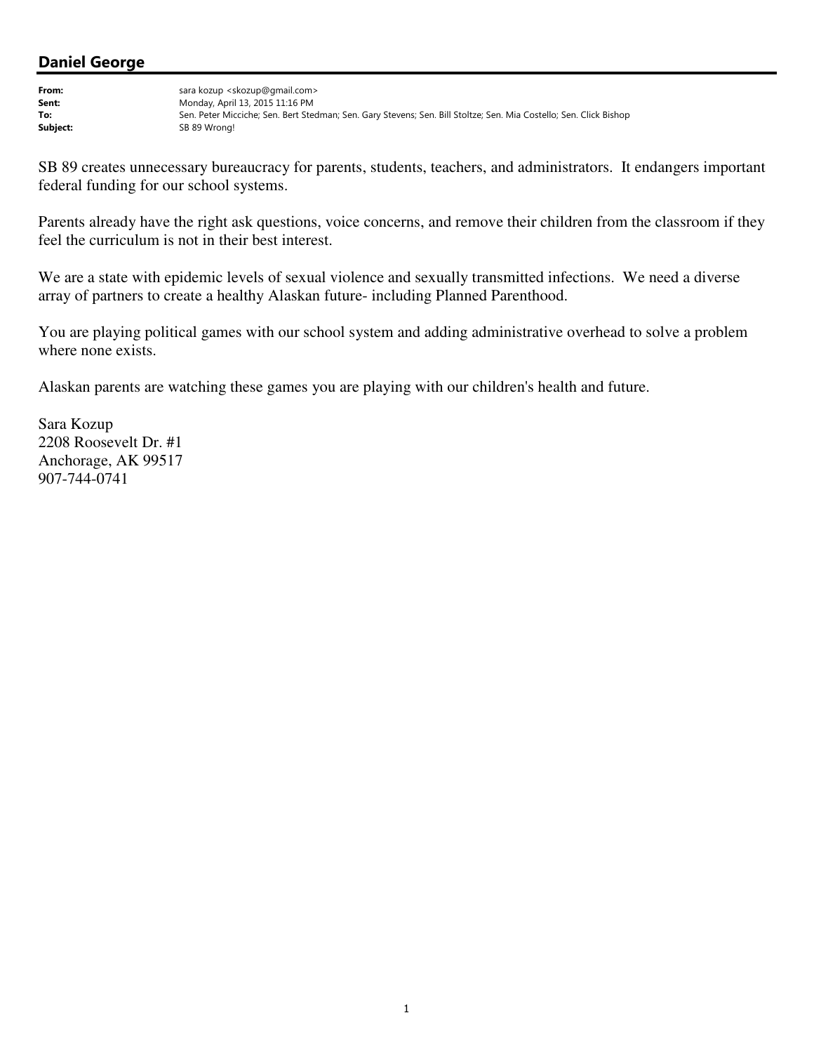## Daniel George

| | |
|---|---|
| **From:** | sara kozup <skozup@gmail.com> |
| **Sent:** | Monday, April 13, 2015 11:16 PM |
| **To:** | Sen. Peter Micciche; Sen. Bert Stedman; Sen. Gary Stevens; Sen. Bill Stoltze; Sen. Mia Costello; Sen. Click Bishop |
| **Subject:** | SB 89 Wrong! |

SB 89 creates unnecessary bureaucracy for parents, students, teachers, and administrators. It endangers important federal funding for our school systems.

Parents already have the right ask questions, voice concerns, and remove their children from the classroom if they feel the curriculum is not in their best interest.

We are a state with epidemic levels of sexual violence and sexually transmitted infections. We need a diverse array of partners to create a healthy Alaskan future- including Planned Parenthood.

You are playing political games with our school system and adding administrative overhead to solve a problem where none exists.

Alaskan parents are watching these games you are playing with our children's health and future.

Sara Kozup  
2208 Roosevelt Dr. #1  
Anchorage, AK 99517  
907-744-0741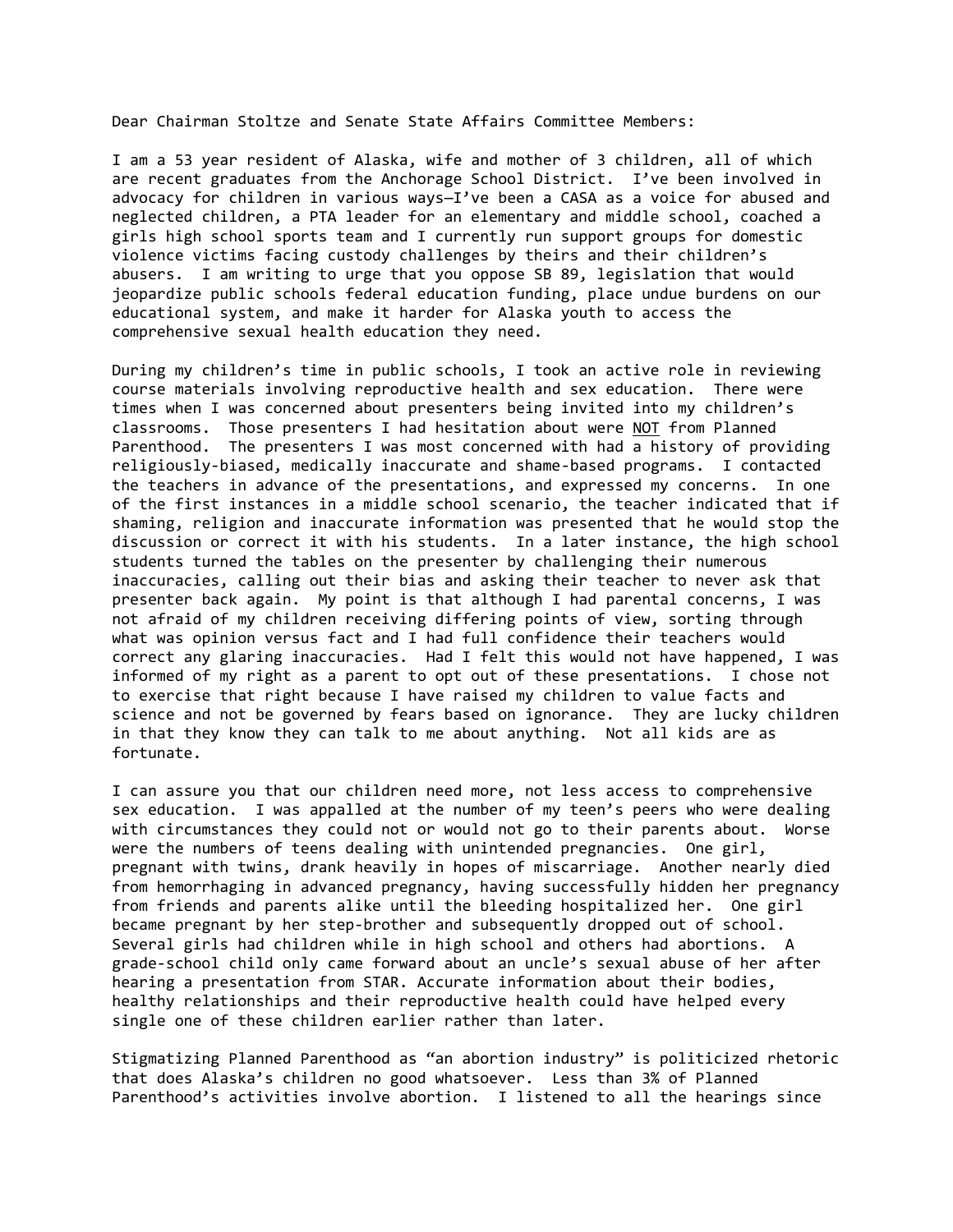Dear Chairman Stoltze and Senate State Affairs Committee Members:

I am a 53 year resident of Alaska, wife and mother of 3 children, all of which are recent graduates from the Anchorage School District. I've been involved in advocacy for children in various ways—I've been a CASA as a voice for abused and neglected children, a PTA leader for an elementary and middle school, coached a girls high school sports team and I currently run support groups for domestic violence victims facing custody challenges by theirs and their children's abusers. I am writing to urge that you oppose SB 89, legislation that would jeopardize public schools federal education funding, place undue burdens on our educational system, and make it harder for Alaska youth to access the comprehensive sexual health education they need.

During my children's time in public schools, I took an active role in reviewing course materials involving reproductive health and sex education. There were times when I was concerned about presenters being invited into my children's classrooms. Those presenters I had hesitation about were <u>NOT</u> from Planned Parenthood. The presenters I was most concerned with had a history of providing religiously-biased, medically inaccurate and shame-based programs. I contacted the teachers in advance of the presentations, and expressed my concerns. In one of the first instances in a middle school scenario, the teacher indicated that if shaming, religion and inaccurate information was presented that he would stop the discussion or correct it with his students. In a later instance, the high school students turned the tables on the presenter by challenging their numerous inaccuracies, calling out their bias and asking their teacher to never ask that presenter back again. My point is that although I had parental concerns, I was not afraid of my children receiving differing points of view, sorting through what was opinion versus fact and I had full confidence their teachers would correct any glaring inaccuracies. Had I felt this would not have happened, I was informed of my right as a parent to opt out of these presentations. I chose not to exercise that right because I have raised my children to value facts and science and not be governed by fears based on ignorance. They are lucky children in that they know they can talk to me about anything. Not all kids are as fortunate.

I can assure you that our children need more, not less access to comprehensive sex education. I was appalled at the number of my teen's peers who were dealing with circumstances they could not or would not go to their parents about. Worse were the numbers of teens dealing with unintended pregnancies. One girl, pregnant with twins, drank heavily in hopes of miscarriage. Another nearly died from hemorrhaging in advanced pregnancy, having successfully hidden her pregnancy from friends and parents alike until the bleeding hospitalized her. One girl became pregnant by her step-brother and subsequently dropped out of school. Several girls had children while in high school and others had abortions. A grade-school child only came forward about an uncle's sexual abuse of her after hearing a presentation from STAR. Accurate information about their bodies, healthy relationships and their reproductive health could have helped every single one of these children earlier rather than later.

Stigmatizing Planned Parenthood as "an abortion industry" is politicized rhetoric that does Alaska's children no good whatsoever. Less than 3% of Planned Parenthood's activities involve abortion. I listened to all the hearings since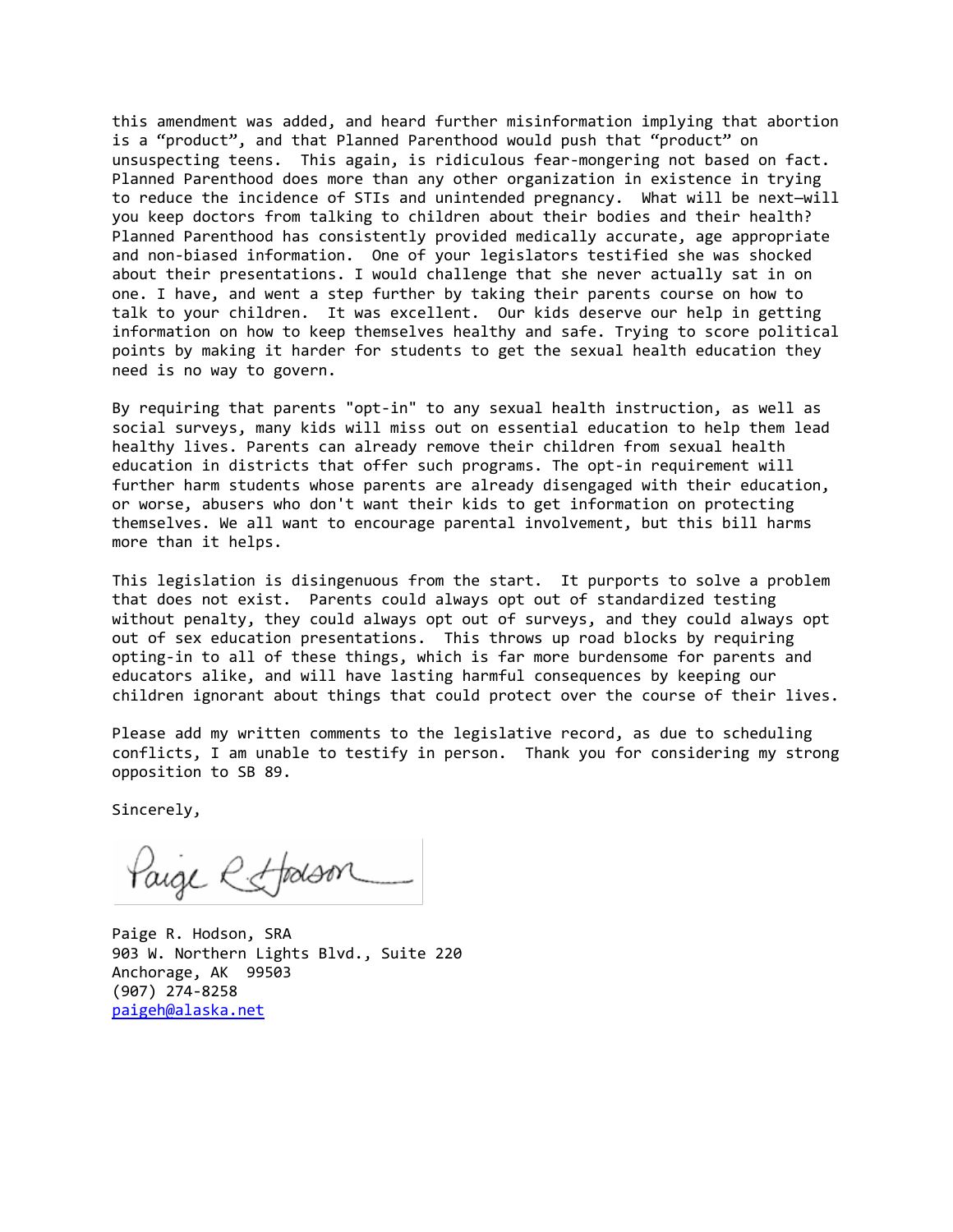this amendment was added, and heard further misinformation implying that abortion is a "product", and that Planned Parenthood would push that "product" on unsuspecting teens. This again, is ridiculous fear-mongering not based on fact. Planned Parenthood does more than any other organization in existence in trying to reduce the incidence of STIs and unintended pregnancy. What will be next—will you keep doctors from talking to children about their bodies and their health? Planned Parenthood has consistently provided medically accurate, age appropriate and non-biased information. One of your legislators testified she was shocked about their presentations. I would challenge that she never actually sat in on one. I have, and went a step further by taking their parents course on how to talk to your children. It was excellent. Our kids deserve our help in getting information on how to keep themselves healthy and safe. Trying to score political points by making it harder for students to get the sexual health education they need is no way to govern.

By requiring that parents "opt-in" to any sexual health instruction, as well as social surveys, many kids will miss out on essential education to help them lead healthy lives. Parents can already remove their children from sexual health education in districts that offer such programs. The opt-in requirement will further harm students whose parents are already disengaged with their education, or worse, abusers who don't want their kids to get information on protecting themselves. We all want to encourage parental involvement, but this bill harms more than it helps.

This legislation is disingenuous from the start. It purports to solve a problem that does not exist. Parents could always opt out of standardized testing without penalty, they could always opt out of surveys, and they could always opt out of sex education presentations. This throws up road blocks by requiring opting-in to all of these things, which is far more burdensome for parents and educators alike, and will have lasting harmful consequences by keeping our children ignorant about things that could protect over the course of their lives.

Please add my written comments to the legislative record, as due to scheduling conflicts, I am unable to testify in person. Thank you for considering my strong opposition to SB 89.

Sincerely,

Paige R. Hodson

Paige R. Hodson, SRA
903 W. Northern Lights Blvd., Suite 220
Anchorage, AK 99503
(907) 274-8258
paigeh@alaska.net